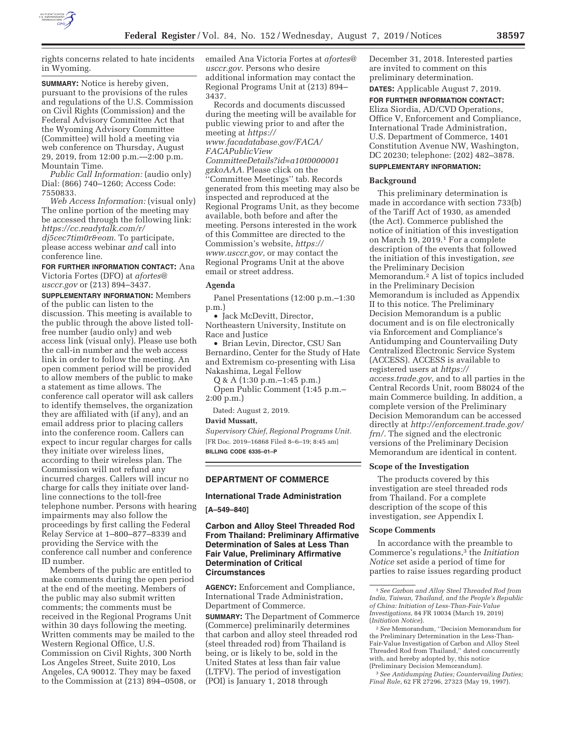rights concerns related to hate incidents in Wyoming.

**SUMMARY:** Notice is hereby given, pursuant to the provisions of the rules and regulations of the U.S. Commission on Civil Rights (Commission) and the Federal Advisory Committee Act that the Wyoming Advisory Committee (Committee) will hold a meeting via web conference on Thursday, August 29, 2019, from 12:00 p.m.—2:00 p.m. Mountain Time.

*Public Call Information:* (audio only) Dial: (866) 740–1260; Access Code: 7550833.

*Web Access Information:* (visual only) The online portion of the meeting may be accessed through the following link: *https://cc.readytalk.com/r/dj5cec7tim0r&eom.* To participate, please access webinar *and* call into conference line.

**FOR FURTHER INFORMATION CONTACT:** Ana Victoria Fortes (DFO) at *afortes@usccr.gov* or (213) 894–3437.

**SUPPLEMENTARY INFORMATION:** Members of the public can listen to the discussion. This meeting is available to the public through the above listed toll-free number (audio only) and web access link (visual only). Please use both the call-in number and the web access link in order to follow the meeting. An open comment period will be provided to allow members of the public to make a statement as time allows. The conference call operator will ask callers to identify themselves, the organization they are affiliated with (if any), and an email address prior to placing callers into the conference room. Callers can expect to incur regular charges for calls they initiate over wireless lines, according to their wireless plan. The Commission will not refund any incurred charges. Callers will incur no charge for calls they initiate over land-line connections to the toll-free telephone number. Persons with hearing impairments may also follow the proceedings by first calling the Federal Relay Service at 1–800–877–8339 and providing the Service with the conference call number and conference ID number.

Members of the public are entitled to make comments during the open period at the end of the meeting. Members of the public may also submit written comments; the comments must be received in the Regional Programs Unit within 30 days following the meeting. Written comments may be mailed to the Western Regional Office, U.S. Commission on Civil Rights, 300 North Los Angeles Street, Suite 2010, Los Angeles, CA 90012. They may be faxed to the Commission at (213) 894–0508, or emailed Ana Victoria Fortes at *afortes@usccr.gov.* Persons who desire additional information may contact the Regional Programs Unit at (213) 894–3437.

Records and documents discussed during the meeting will be available for public viewing prior to and after the meeting at *https://www.facadatabase.gov/FACA/FACAPublicViewCommitteeDetails?id=a10t0000001gzkoAAA.* Please click on the ''Committee Meetings'' tab. Records generated from this meeting may also be inspected and reproduced at the Regional Programs Unit, as they become available, both before and after the meeting. Persons interested in the work of this Committee are directed to the Commission's website, *https://www.usccr.gov,* or may contact the Regional Programs Unit at the above email or street address.

## Agenda

Panel Presentations (12:00 p.m.–1:30 p.m.)

- Jack McDevitt, Director, Northeastern University, Institute on Race and Justice
- Brian Levin, Director, CSU San Bernardino, Center for the Study of Hate and Extremism co-presenting with Lisa Nakashima, Legal Fellow

Q & A (1:30 p.m.–1:45 p.m.)

Open Public Comment (1:45 p.m.–2:00 p.m.)

Dated: August 2, 2019.

**David Mussatt,**

*Supervisory Chief, Regional Programs Unit.*

[FR Doc. 2019–16868 Filed 8–6–19; 8:45 am]

**BILLING CODE 6335–01–P**

# DEPARTMENT OF COMMERCE

## International Trade Administration

**[A–549–840]**

## Carbon and Alloy Steel Threaded Rod From Thailand: Preliminary Affirmative Determination of Sales at Less Than Fair Value, Preliminary Affirmative Determination of Critical Circumstances

**AGENCY:** Enforcement and Compliance, International Trade Administration, Department of Commerce.

**SUMMARY:** The Department of Commerce (Commerce) preliminarily determines that carbon and alloy steel threaded rod (steel threaded rod) from Thailand is being, or is likely to be, sold in the United States at less than fair value (LTFV). The period of investigation (POI) is January 1, 2018 through December 31, 2018. Interested parties are invited to comment on this preliminary determination.

**DATES:** Applicable August 7, 2019.

**FOR FURTHER INFORMATION CONTACT:** Eliza Siordia, AD/CVD Operations, Office V, Enforcement and Compliance, International Trade Administration, U.S. Department of Commerce, 1401 Constitution Avenue NW, Washington, DC 20230; telephone: (202) 482–3878.

**SUPPLEMENTARY INFORMATION:**

### Background

This preliminary determination is made in accordance with section 733(b) of the Tariff Act of 1930, as amended (the Act). Commerce published the notice of initiation of this investigation on March 19, 2019.[1] For a complete description of the events that followed the initiation of this investigation, *see* the Preliminary Decision Memorandum.[2] A list of topics included in the Preliminary Decision Memorandum is included as Appendix II to this notice. The Preliminary Decision Memorandum is a public document and is on file electronically via Enforcement and Compliance's Antidumping and Countervailing Duty Centralized Electronic Service System (ACCESS). ACCESS is available to registered users at *https://access.trade.gov,* and to all parties in the Central Records Unit, room B8024 of the main Commerce building. In addition, a complete version of the Preliminary Decision Memorandum can be accessed directly at *http://enforcement.trade.gov/frn/.* The signed and the electronic versions of the Preliminary Decision Memorandum are identical in content.

### Scope of the Investigation

The products covered by this investigation are steel threaded rods from Thailand. For a complete description of the scope of this investigation, *see* Appendix I.

### Scope Comments

In accordance with the preamble to Commerce's regulations,[3] the *Initiation Notice* set aside a period of time for parties to raise issues regarding product

---

[1] *See Carbon and Alloy Steel Threaded Rod from India, Taiwan, Thailand, and the People's Republic of China: Initiation of Less-Than-Fair-Value Investigations,* 84 FR 10034 (March 19, 2019) (*Initiation Notice*).

[2] *See* Memorandum, ''Decision Memorandum for the Preliminary Determination in the Less-Than-Fair-Value Investigation of Carbon and Alloy Steel Threaded Rod from Thailand,'' dated concurrently with, and hereby adopted by, this notice (Preliminary Decision Memorandum).

[3] *See Antidumping Duties; Countervailing Duties; Final Rule,* 62 FR 27296, 27323 (May 19, 1997).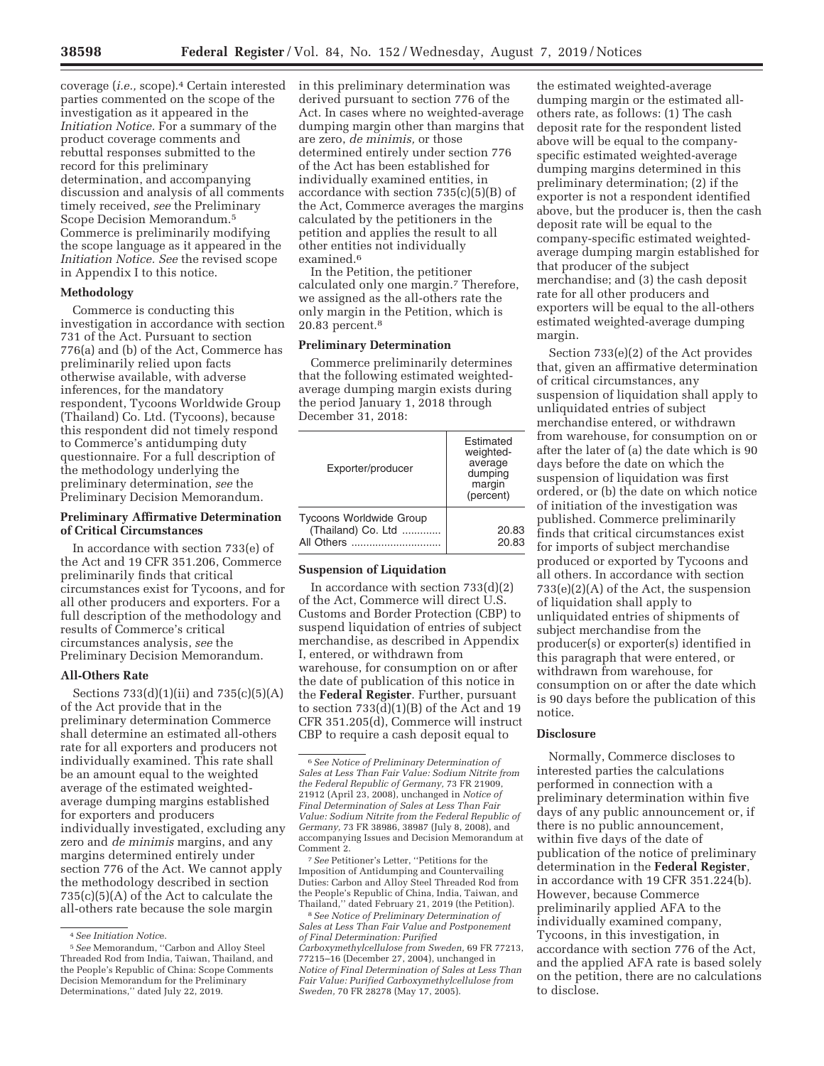coverage (*i.e.,* scope).[4] Certain interested parties commented on the scope of the investigation as it appeared in the *Initiation Notice.* For a summary of the product coverage comments and rebuttal responses submitted to the record for this preliminary determination, and accompanying discussion and analysis of all comments timely received, *see* the Preliminary Scope Decision Memorandum.[5] Commerce is preliminarily modifying the scope language as it appeared in the *Initiation Notice. See* the revised scope in Appendix I to this notice.

**Methodology**

Commerce is conducting this investigation in accordance with section 731 of the Act. Pursuant to section 776(a) and (b) of the Act, Commerce has preliminarily relied upon facts otherwise available, with adverse inferences, for the mandatory respondent, Tycoons Worldwide Group (Thailand) Co. Ltd. (Tycoons), because this respondent did not timely respond to Commerce's antidumping duty questionnaire. For a full description of the methodology underlying the preliminary determination, *see* the Preliminary Decision Memorandum.

**Preliminary Affirmative Determination of Critical Circumstances**

In accordance with section 733(e) of the Act and 19 CFR 351.206, Commerce preliminarily finds that critical circumstances exist for Tycoons, and for all other producers and exporters. For a full description of the methodology and results of Commerce's critical circumstances analysis, *see* the Preliminary Decision Memorandum.

**All-Others Rate**

Sections 733(d)(1)(ii) and 735(c)(5)(A) of the Act provide that in the preliminary determination Commerce shall determine an estimated all-others rate for all exporters and producers not individually examined. This rate shall be an amount equal to the weighted average of the estimated weighted-average dumping margins established for exporters and producers individually investigated, excluding any zero and *de minimis* margins, and any margins determined entirely under section 776 of the Act. We cannot apply the methodology described in section 735(c)(5)(A) of the Act to calculate the all-others rate because the sole margin in this preliminary determination was derived pursuant to section 776 of the Act. In cases where no weighted-average dumping margin other than margins that are zero, *de minimis,* or those determined entirely under section 776 of the Act has been established for individually examined entities, in accordance with section 735(c)(5)(B) of the Act, Commerce averages the margins calculated by the petitioners in the petition and applies the result to all other entities not individually examined.[6]

In the Petition, the petitioner calculated only one margin.[7] Therefore, we assigned as the all-others rate the only margin in the Petition, which is 20.83 percent.[8]

**Preliminary Determination**

Commerce preliminarily determines that the following estimated weighted-average dumping margin exists during the period January 1, 2018 through December 31, 2018:

| Exporter/producer | Estimated weighted-average dumping margin (percent) |
|---|---|
| Tycoons Worldwide Group (Thailand) Co. Ltd | 20.83 |
| All Others | 20.83 |

**Suspension of Liquidation**

In accordance with section 733(d)(2) of the Act, Commerce will direct U.S. Customs and Border Protection (CBP) to suspend liquidation of entries of subject merchandise, as described in Appendix I, entered, or withdrawn from warehouse, for consumption on or after the date of publication of this notice in the **Federal Register**. Further, pursuant to section 733(d)(1)(B) of the Act and 19 CFR 351.205(d), Commerce will instruct CBP to require a cash deposit equal to the estimated weighted-average dumping margin or the estimated all-others rate, as follows: (1) The cash deposit rate for the respondent listed above will be equal to the company-specific estimated weighted-average dumping margins determined in this preliminary determination; (2) if the exporter is not a respondent identified above, but the producer is, then the cash deposit rate will be equal to the company-specific estimated weighted-average dumping margin established for that producer of the subject merchandise; and (3) the cash deposit rate for all other producers and exporters will be equal to the all-others estimated weighted-average dumping margin.

Section 733(e)(2) of the Act provides that, given an affirmative determination of critical circumstances, any suspension of liquidation shall apply to unliquidated entries of subject merchandise entered, or withdrawn from warehouse, for consumption on or after the later of (a) the date which is 90 days before the date on which the suspension of liquidation was first ordered, or (b) the date on which notice of initiation of the investigation was published. Commerce preliminarily finds that critical circumstances exist for imports of subject merchandise produced or exported by Tycoons and all others. In accordance with section 733(e)(2)(A) of the Act, the suspension of liquidation shall apply to unliquidated entries of shipments of subject merchandise from the producer(s) or exporter(s) identified in this paragraph that were entered, or withdrawn from warehouse, for consumption on or after the date which is 90 days before the publication of this notice.

**Disclosure**

Normally, Commerce discloses to interested parties the calculations performed in connection with a preliminary determination within five days of any public announcement or, if there is no public announcement, within five days of the date of publication of the notice of preliminary determination in the **Federal Register**, in accordance with 19 CFR 351.224(b). However, because Commerce preliminarily applied AFA to the individually examined company, Tycoons, in this investigation, in accordance with section 776 of the Act, and the applied AFA rate is based solely on the petition, there are no calculations to disclose.

---

[4] *See Initiation Notice.*

[5] *See* Memorandum, "Carbon and Alloy Steel Threaded Rod from India, Taiwan, Thailand, and the People's Republic of China: Scope Comments Decision Memorandum for the Preliminary Determinations," dated July 22, 2019.

[6] *See Notice of Preliminary Determination of Sales at Less Than Fair Value: Sodium Nitrite from the Federal Republic of Germany,* 73 FR 21909, 21912 (April 23, 2008), unchanged in *Notice of Final Determination of Sales at Less Than Fair Value: Sodium Nitrite from the Federal Republic of Germany,* 73 FR 38986, 38987 (July 8, 2008), and accompanying Issues and Decision Memorandum at Comment 2.

[7] *See* Petitioner's Letter, "Petitions for the Imposition of Antidumping and Countervailing Duties: Carbon and Alloy Steel Threaded Rod from the People's Republic of China, India, Taiwan, and Thailand," dated February 21, 2019 (the Petition).

[8] *See Notice of Preliminary Determination of Sales at Less Than Fair Value and Postponement of Final Determination: Purified Carboxymethylcellulose from Sweden,* 69 FR 77213, 77215–16 (December 27, 2004), unchanged in *Notice of Final Determination of Sales at Less Than Fair Value: Purified Carboxymethylcellulose from Sweden,* 70 FR 28278 (May 17, 2005).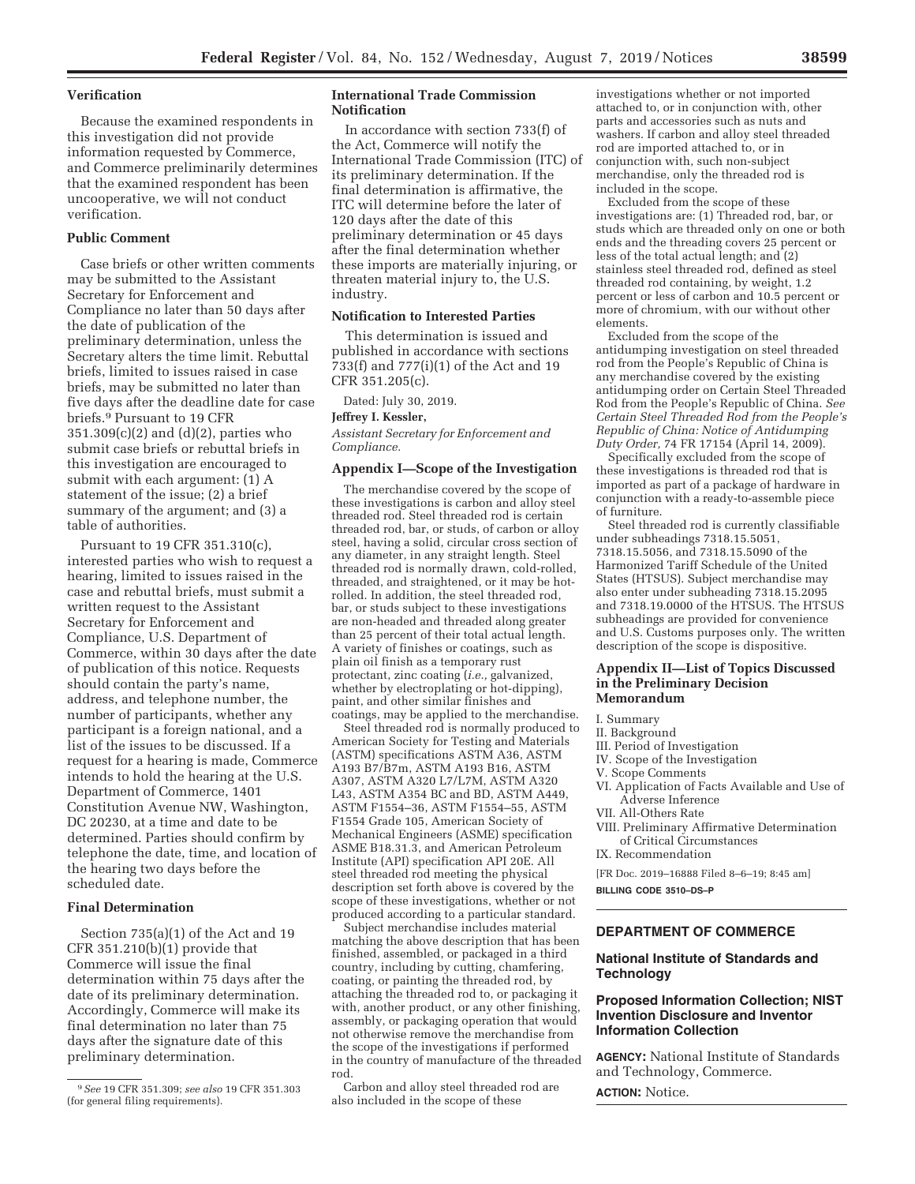### Verification

Because the examined respondents in this investigation did not provide information requested by Commerce, and Commerce preliminarily determines that the examined respondent has been uncooperative, we will not conduct verification.

### Public Comment

Case briefs or other written comments may be submitted to the Assistant Secretary for Enforcement and Compliance no later than 50 days after the date of publication of the preliminary determination, unless the Secretary alters the time limit. Rebuttal briefs, limited to issues raised in case briefs, may be submitted no later than five days after the deadline date for case briefs.[9] Pursuant to 19 CFR 351.309(c)(2) and (d)(2), parties who submit case briefs or rebuttal briefs in this investigation are encouraged to submit with each argument: (1) A statement of the issue; (2) a brief summary of the argument; and (3) a table of authorities.

Pursuant to 19 CFR 351.310(c), interested parties who wish to request a hearing, limited to issues raised in the case and rebuttal briefs, must submit a written request to the Assistant Secretary for Enforcement and Compliance, U.S. Department of Commerce, within 30 days after the date of publication of this notice. Requests should contain the party's name, address, and telephone number, the number of participants, whether any participant is a foreign national, and a list of the issues to be discussed. If a request for a hearing is made, Commerce intends to hold the hearing at the U.S. Department of Commerce, 1401 Constitution Avenue NW, Washington, DC 20230, at a time and date to be determined. Parties should confirm by telephone the date, time, and location of the hearing two days before the scheduled date.

### Final Determination

Section 735(a)(1) of the Act and 19 CFR 351.210(b)(1) provide that Commerce will issue the final determination within 75 days after the date of its preliminary determination. Accordingly, Commerce will make its final determination no later than 75 days after the signature date of this preliminary determination.

[9] *See* 19 CFR 351.309; *see also* 19 CFR 351.303 (for general filing requirements).

### International Trade Commission Notification

In accordance with section 733(f) of the Act, Commerce will notify the International Trade Commission (ITC) of its preliminary determination. If the final determination is affirmative, the ITC will determine before the later of 120 days after the date of this preliminary determination or 45 days after the final determination whether these imports are materially injuring, or threaten material injury to, the U.S. industry.

### Notification to Interested Parties

This determination is issued and published in accordance with sections 733(f) and 777(i)(1) of the Act and 19 CFR 351.205(c).

Dated: July 30, 2019.

**Jeffrey I. Kessler,**

*Assistant Secretary for Enforcement and Compliance.*

### Appendix I—Scope of the Investigation

The merchandise covered by the scope of these investigations is carbon and alloy steel threaded rod. Steel threaded rod is certain threaded rod, bar, or studs, of carbon or alloy steel, having a solid, circular cross section of any diameter, in any straight length. Steel threaded rod is normally drawn, cold-rolled, threaded, and straightened, or it may be hot-rolled. In addition, the steel threaded rod, bar, or studs subject to these investigations are non-headed and threaded along greater than 25 percent of their total actual length. A variety of finishes or coatings, such as plain oil finish as a temporary rust protectant, zinc coating (*i.e.,* galvanized, whether by electroplating or hot-dipping), paint, and other similar finishes and coatings, may be applied to the merchandise.

Steel threaded rod is normally produced to American Society for Testing and Materials (ASTM) specifications ASTM A36, ASTM A193 B7/B7m, ASTM A193 B16, ASTM A307, ASTM A320 L7/L7M, ASTM A320 L43, ASTM A354 BC and BD, ASTM A449, ASTM F1554–36, ASTM F1554–55, ASTM F1554 Grade 105, American Society of Mechanical Engineers (ASME) specification ASME B18.31.3, and American Petroleum Institute (API) specification API 20E. All steel threaded rod meeting the physical description set forth above is covered by the scope of these investigations, whether or not produced according to a particular standard.

Subject merchandise includes material matching the above description that has been finished, assembled, or packaged in a third country, including by cutting, chamfering, coating, or painting the threaded rod, by attaching the threaded rod to, or packaging it with, another product, or any other finishing, assembly, or packaging operation that would not otherwise remove the merchandise from the scope of the investigations if performed in the country of manufacture of the threaded rod.

Carbon and alloy steel threaded rod are also included in the scope of these investigations whether or not imported attached to, or in conjunction with, other parts and accessories such as nuts and washers. If carbon and alloy steel threaded rod are imported attached to, or in conjunction with, such non-subject merchandise, only the threaded rod is included in the scope.

Excluded from the scope of these investigations are: (1) Threaded rod, bar, or studs which are threaded only on one or both ends and the threading covers 25 percent or less of the total actual length; and (2) stainless steel threaded rod, defined as steel threaded rod containing, by weight, 1.2 percent or less of carbon and 10.5 percent or more of chromium, with our without other elements.

Excluded from the scope of the antidumping investigation on steel threaded rod from the People's Republic of China is any merchandise covered by the existing antidumping order on Certain Steel Threaded Rod from the People's Republic of China. *See Certain Steel Threaded Rod from the People's Republic of China: Notice of Antidumping Duty Order,* 74 FR 17154 (April 14, 2009).

Specifically excluded from the scope of these investigations is threaded rod that is imported as part of a package of hardware in conjunction with a ready-to-assemble piece of furniture.

Steel threaded rod is currently classifiable under subheadings 7318.15.5051, 7318.15.5056, and 7318.15.5090 of the Harmonized Tariff Schedule of the United States (HTSUS). Subject merchandise may also enter under subheading 7318.15.2095 and 7318.19.0000 of the HTSUS. The HTSUS subheadings are provided for convenience and U.S. Customs purposes only. The written description of the scope is dispositive.

### Appendix II—List of Topics Discussed in the Preliminary Decision Memorandum

I. Summary
II. Background
III. Period of Investigation
IV. Scope of the Investigation
V. Scope Comments
VI. Application of Facts Available and Use of Adverse Inference
VII. All-Others Rate
VIII. Preliminary Affirmative Determination of Critical Circumstances
IX. Recommendation

[FR Doc. 2019–16888 Filed 8–6–19; 8:45 am]

**BILLING CODE 3510–DS–P**

## DEPARTMENT OF COMMERCE

### National Institute of Standards and Technology

### Proposed Information Collection; NIST Invention Disclosure and Inventor Information Collection

**AGENCY:** National Institute of Standards and Technology, Commerce.

**ACTION:** Notice.